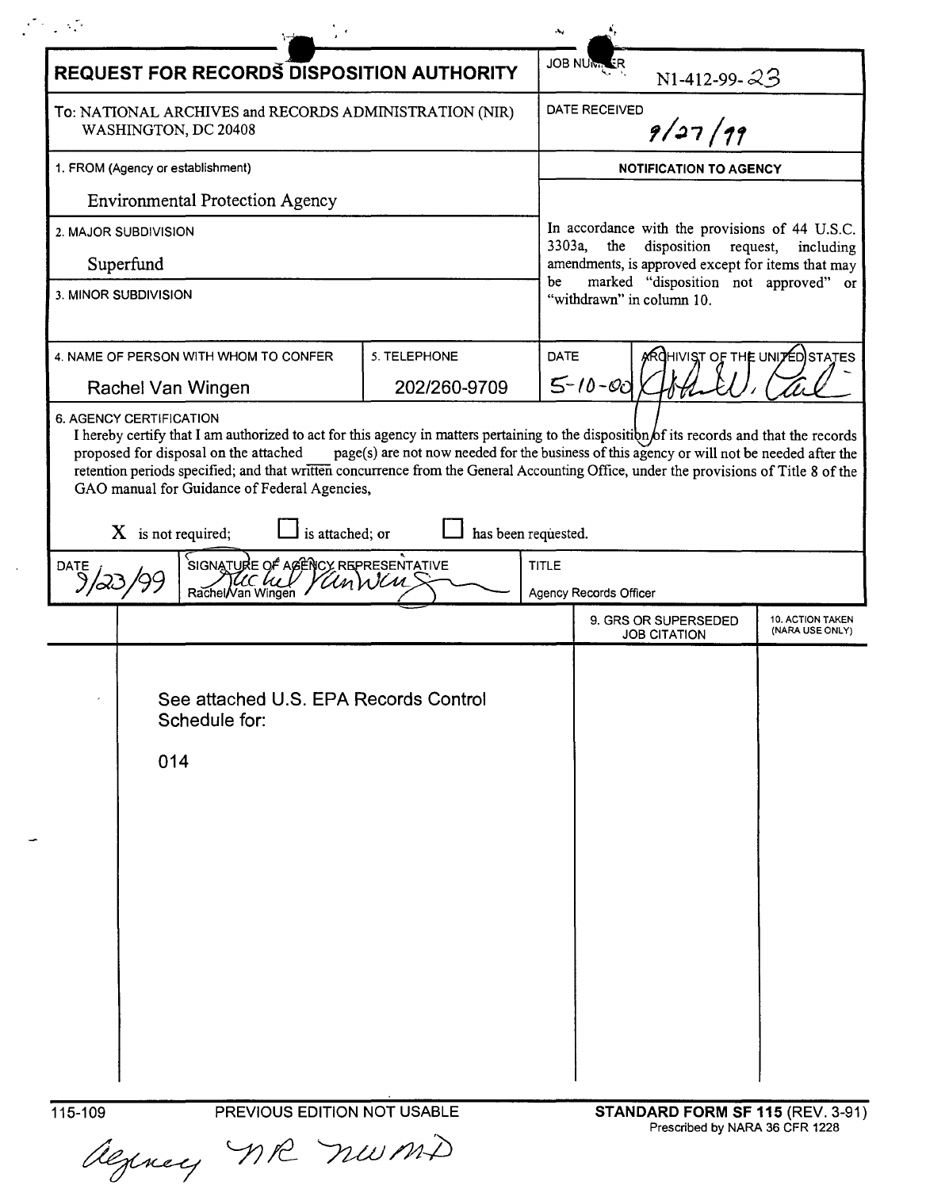# REQUEST FOR RECORDS DISPOSITION AUTHORITY

| | |
|---|---|
| **REQUEST FOR RECORDS DISPOSITION AUTHORITY** | JOB NUMBER N1-412-99-23 |
| To: NATIONAL ARCHIVES and RECORDS ADMINISTRATION (NIR) WASHINGTON, DC 20408 | DATE RECEIVED 9/27/99 |
| 1. FROM (Agency or establishment) Environmental Protection Agency | **NOTIFICATION TO AGENCY** |
| 2. MAJOR SUBDIVISION Superfund | In accordance with the provisions of 44 U.S.C. 3303a, the disposition request, including amendments, is approved except for items that may be marked "disposition not approved" or "withdrawn" in column 10. |
| 3. MINOR SUBDIVISION | |

| 4. NAME OF PERSON WITH WHOM TO CONFER | 5. TELEPHONE | DATE | ARCHIVIST OF THE UNITED STATES |
|---|---|---|---|
| Rachel Van Wingen | 202/260-9709 | 5-10-00 | John W. Carlin |

6. AGENCY CERTIFICATION

I hereby certify that I am authorized to act for this agency in matters pertaining to the disposition of its records and that the records proposed for disposal on the attached page(s) are not now needed for the business of this agency or will not be needed after the retention periods specified; and that written concurrence from the General Accounting Office, under the provisions of Title 8 of the GAO manual for Guidance of Federal Agencies,

X is not required; ☐ is attached; or ☐ has been requested.

| DATE | SIGNATURE OF AGENCY REPRESENTATIVE | TITLE |
|---|---|---|
| 9/23/99 | Rachel Van Wingen | Agency Records Officer |

| | | 9. GRS OR SUPERSEDED JOB CITATION | 10. ACTION TAKEN (NARA USE ONLY) |
|---|---|---|---|
| | See attached U.S. EPA Records Control Schedule for: 014 | | |

115-109 PREVIOUS EDITION NOT USABLE **STANDARD FORM SF 115** (REV. 3-91) Prescribed by NARA 36 CFR 1228

Agency NR NWMD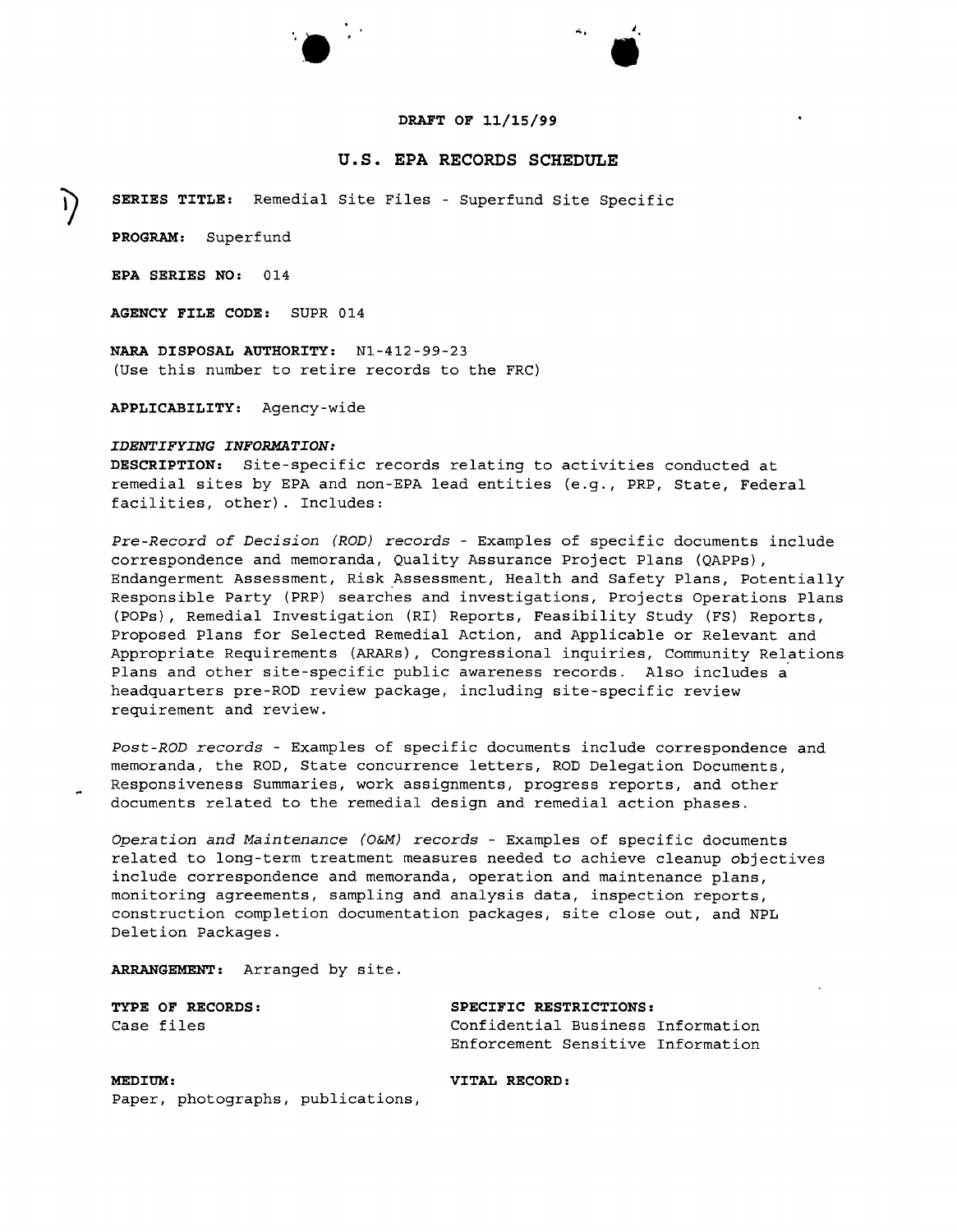DRAFT OF 11/15/99

# U.S. EPA RECORDS SCHEDULE

**SERIES TITLE:** Remedial Site Files - Superfund Site Specific

**PROGRAM:** Superfund

**EPA SERIES NO:** 014

**AGENCY FILE CODE:** SUPR 014

**NARA DISPOSAL AUTHORITY:** N1-412-99-23
(Use this number to retire records to the FRC)

**APPLICABILITY:** Agency-wide

*IDENTIFYING INFORMATION:*
**DESCRIPTION:** Site-specific records relating to activities conducted at remedial sites by EPA and non-EPA lead entities (e.g., PRP, State, Federal facilities, other). Includes:

*Pre-Record of Decision (ROD) records* - Examples of specific documents include correspondence and memoranda, Quality Assurance Project Plans (QAPPs), Endangerment Assessment, Risk Assessment, Health and Safety Plans, Potentially Responsible Party (PRP) searches and investigations, Projects Operations Plans (POPs), Remedial Investigation (RI) Reports, Feasibility Study (FS) Reports, Proposed Plans for Selected Remedial Action, and Applicable or Relevant and Appropriate Requirements (ARARs), Congressional inquiries, Community Relations Plans and other site-specific public awareness records. Also includes a headquarters pre-ROD review package, including site-specific review requirement and review.

*Post-ROD records* - Examples of specific documents include correspondence and memoranda, the ROD, State concurrence letters, ROD Delegation Documents, Responsiveness Summaries, work assignments, progress reports, and other documents related to the remedial design and remedial action phases.

*Operation and Maintenance (O&M) records* - Examples of specific documents related to long-term treatment measures needed to achieve cleanup objectives include correspondence and memoranda, operation and maintenance plans, monitoring agreements, sampling and analysis data, inspection reports, construction completion documentation packages, site close out, and NPL Deletion Packages.

**ARRANGEMENT:** Arranged by site.

**TYPE OF RECORDS:**
Case files

**SPECIFIC RESTRICTIONS:**
Confidential Business Information
Enforcement Sensitive Information

**MEDIUM:**
Paper, photographs, publications,

**VITAL RECORD:**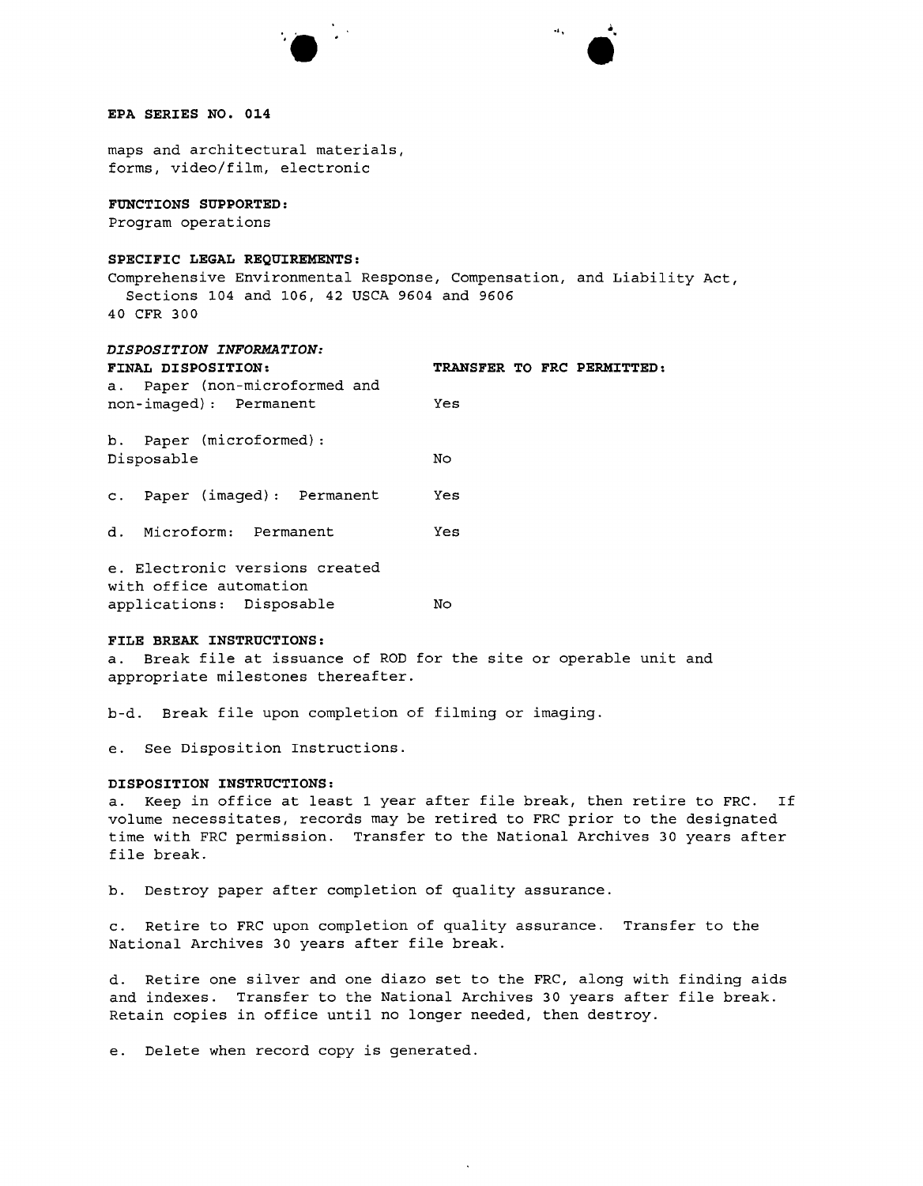**EPA SERIES NO. 014**

maps and architectural materials, forms, video/film, electronic

**FUNCTIONS SUPPORTED:**
Program operations

**SPECIFIC LEGAL REQUIREMENTS:**
Comprehensive Environmental Response, Compensation, and Liability Act, Sections 104 and 106, 42 USCA 9604 and 9606
40 CFR 300

***DISPOSITION INFORMATION:***

| **FINAL DISPOSITION:** | **TRANSFER TO FRC PERMITTED:** |
|---|---|
| a. Paper (non-microformed and non-imaged): Permanent | Yes |
| b. Paper (microformed): Disposable | No |
| c. Paper (imaged): Permanent | Yes |
| d. Microform: Permanent | Yes |
| e. Electronic versions created with office automation applications: Disposable | No |

**FILE BREAK INSTRUCTIONS:**

a. Break file at issuance of ROD for the site or operable unit and appropriate milestones thereafter.

b-d. Break file upon completion of filming or imaging.

e. See Disposition Instructions.

**DISPOSITION INSTRUCTIONS:**

a. Keep in office at least 1 year after file break, then retire to FRC. If volume necessitates, records may be retired to FRC prior to the designated time with FRC permission. Transfer to the National Archives 30 years after file break.

b. Destroy paper after completion of quality assurance.

c. Retire to FRC upon completion of quality assurance. Transfer to the National Archives 30 years after file break.

d. Retire one silver and one diazo set to the FRC, along with finding aids and indexes. Transfer to the National Archives 30 years after file break. Retain copies in office until no longer needed, then destroy.

e. Delete when record copy is generated.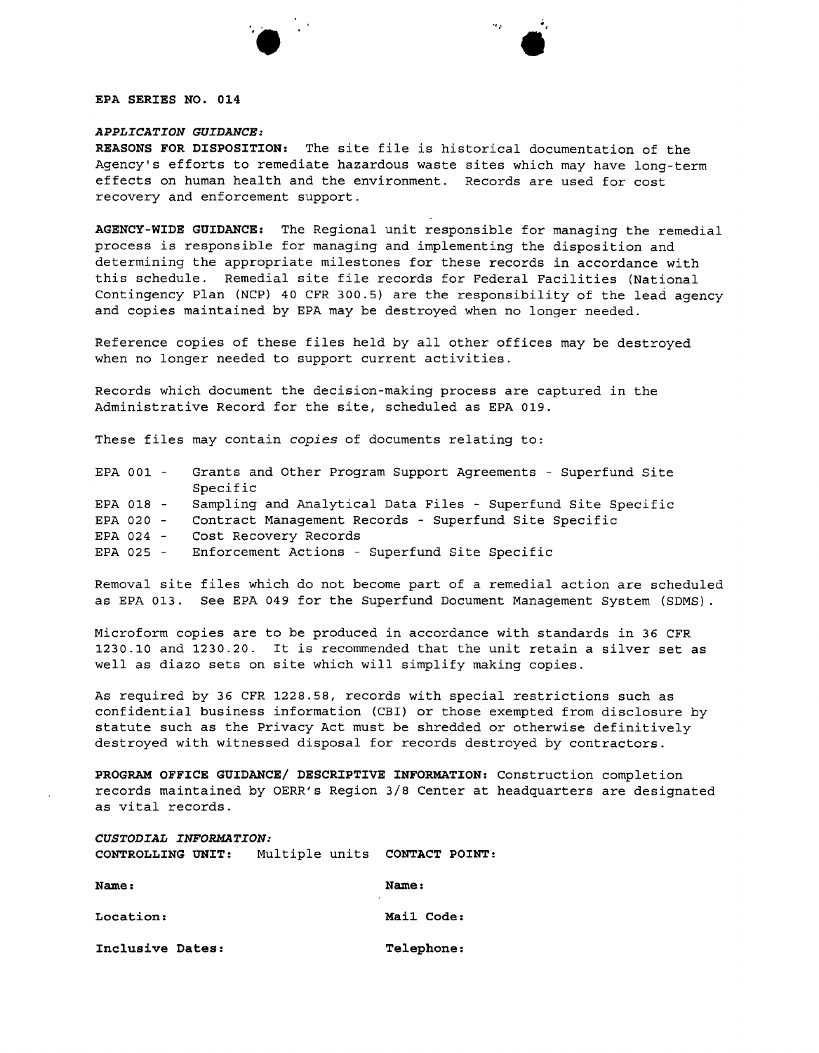**EPA SERIES NO. 014**

***APPLICATION GUIDANCE:***

**REASONS FOR DISPOSITION:** The site file is historical documentation of the Agency's efforts to remediate hazardous waste sites which may have long-term effects on human health and the environment. Records are used for cost recovery and enforcement support.

**AGENCY-WIDE GUIDANCE:** The Regional unit responsible for managing the remedial process is responsible for managing and implementing the disposition and determining the appropriate milestones for these records in accordance with this schedule. Remedial site file records for Federal Facilities (National Contingency Plan (NCP) 40 CFR 300.5) are the responsibility of the lead agency and copies maintained by EPA may be destroyed when no longer needed.

Reference copies of these files held by all other offices may be destroyed when no longer needed to support current activities.

Records which document the decision-making process are captured in the Administrative Record for the site, scheduled as EPA 019.

These files may contain *copies* of documents relating to:

- EPA 001 - Grants and Other Program Support Agreements - Superfund Site Specific
- EPA 018 - Sampling and Analytical Data Files - Superfund Site Specific
- EPA 020 - Contract Management Records - Superfund Site Specific
- EPA 024 - Cost Recovery Records
- EPA 025 - Enforcement Actions - Superfund Site Specific

Removal site files which do not become part of a remedial action are scheduled as EPA 013. See EPA 049 for the Superfund Document Management System (SDMS).

Microform copies are to be produced in accordance with standards in 36 CFR 1230.10 and 1230.20. It is recommended that the unit retain a silver set as well as diazo sets on site which will simplify making copies.

As required by 36 CFR 1228.58, records with special restrictions such as confidential business information (CBI) or those exempted from disclosure by statute such as the Privacy Act must be shredded or otherwise definitively destroyed with witnessed disposal for records destroyed by contractors.

**PROGRAM OFFICE GUIDANCE/ DESCRIPTIVE INFORMATION:** Construction completion records maintained by OERR's Region 3/8 Center at headquarters are designated as vital records.

***CUSTODIAL INFORMATION:***

**CONTROLLING UNIT:** Multiple units **CONTACT POINT:**

**Name:** 

**Location:** 

**Inclusive Dates:** 

**Name:** 

**Mail Code:** 

**Telephone:**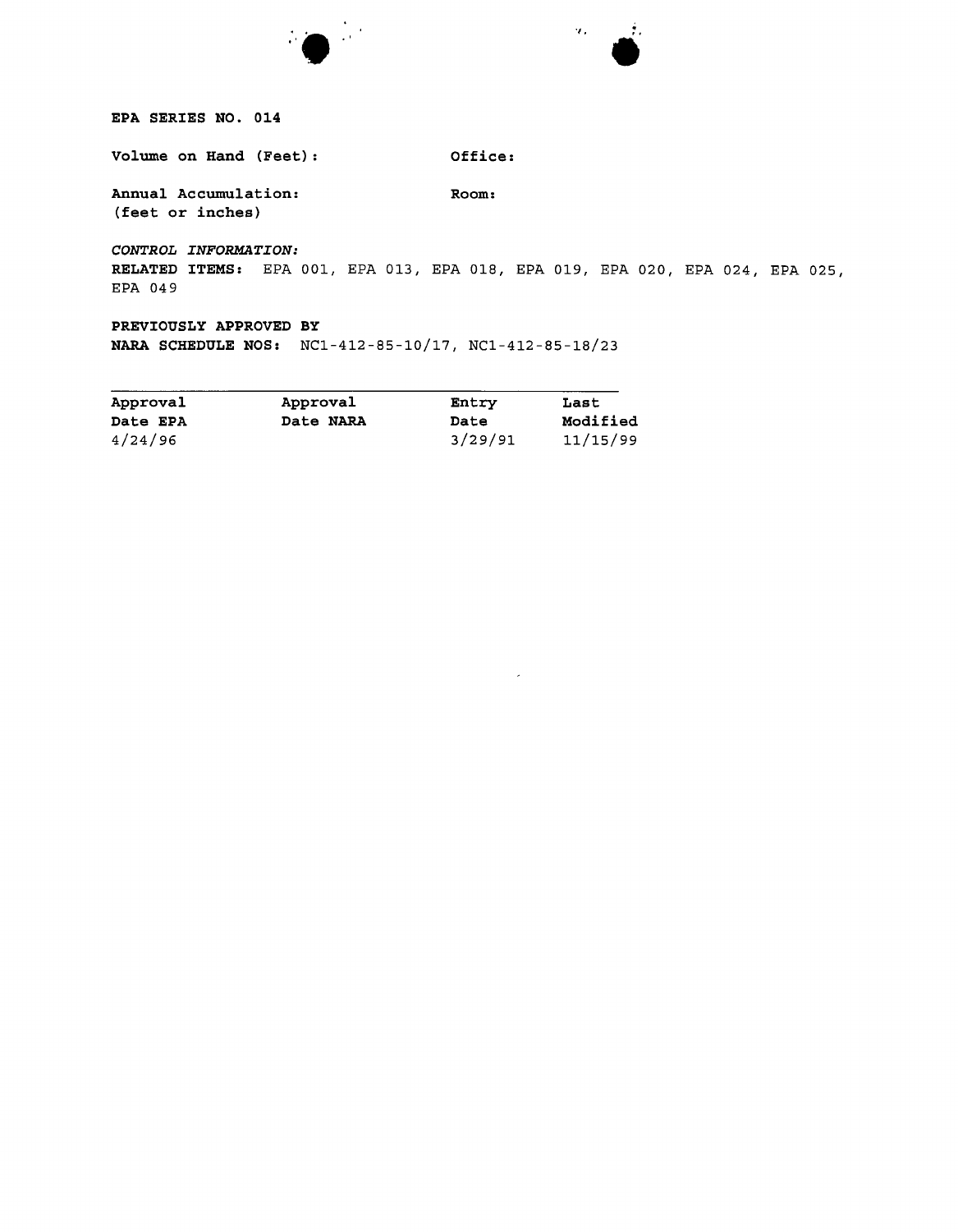**EPA SERIES NO. 014**

**Volume on Hand (Feet):** **Office:**

**Annual Accumulation:** **Room:**
**(feet or inches)**

***CONTROL INFORMATION:***
**RELATED ITEMS:** EPA 001, EPA 013, EPA 018, EPA 019, EPA 020, EPA 024, EPA 025, EPA 049

**PREVIOUSLY APPROVED BY**
**NARA SCHEDULE NOS:** NC1-412-85-10/17, NC1-412-85-18/23

| Approval Date EPA | Approval Date NARA | Entry Date | Last Modified |
|---|---|---|---|
| 4/24/96 | | 3/29/91 | 11/15/99 |